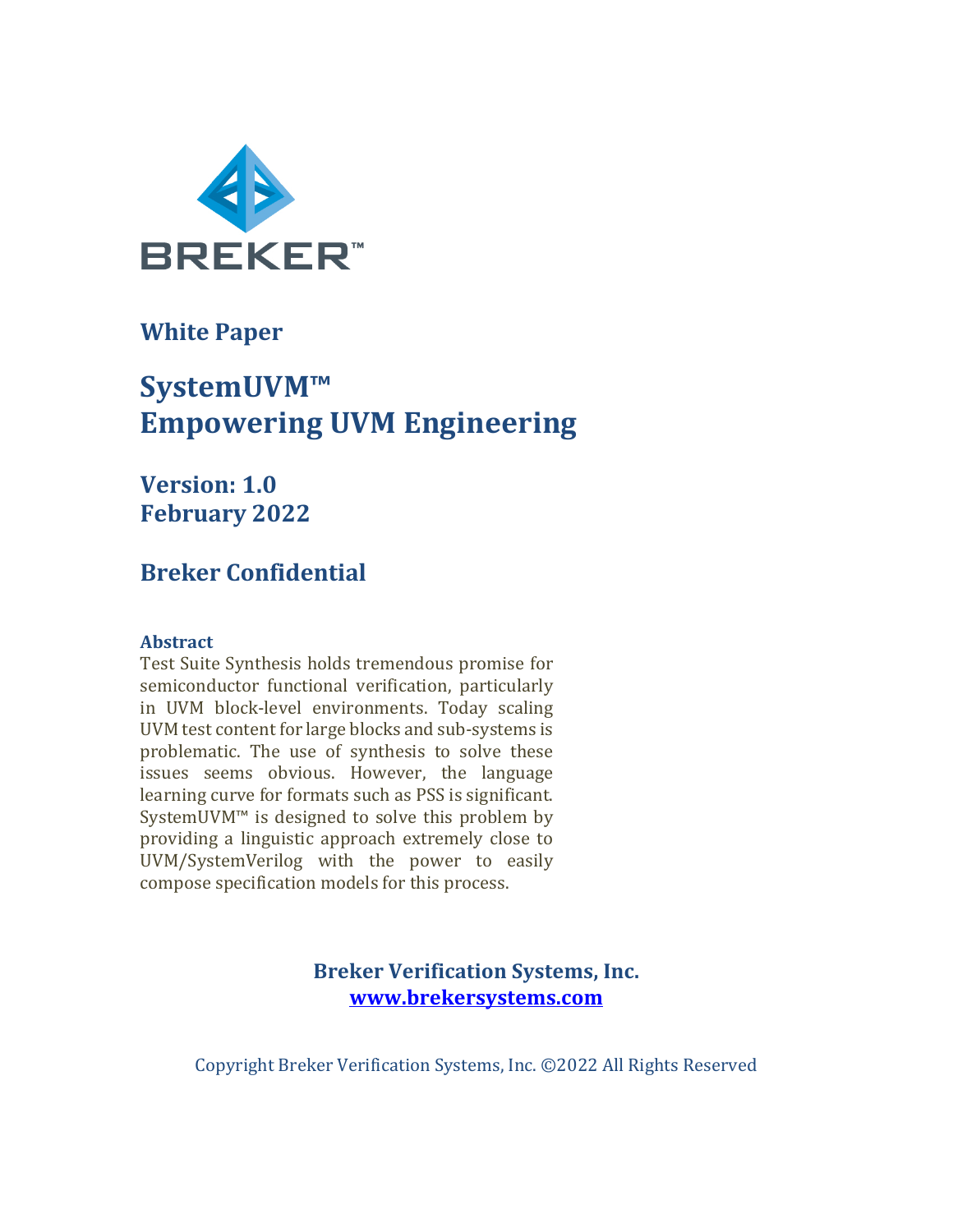BREKER™

**White Paper**

# SystemUVM™ Empowering UVM Engineering

**Version: 1.0**
**February 2022**

**Breker Confidential**

### Abstract

Test Suite Synthesis holds tremendous promise for semiconductor functional verification, particularly in UVM block-level environments. Today scaling UVM test content for large blocks and sub-systems is problematic. The use of synthesis to solve these issues seems obvious. However, the language learning curve for formats such as PSS is significant. SystemUVM™ is designed to solve this problem by providing a linguistic approach extremely close to UVM/SystemVerilog with the power to easily compose specification models for this process.

**Breker Verification Systems, Inc.**
**[www.brekersystems.com](http://www.brekersystems.com)**

Copyright Breker Verification Systems, Inc. ©2022 All Rights Reserved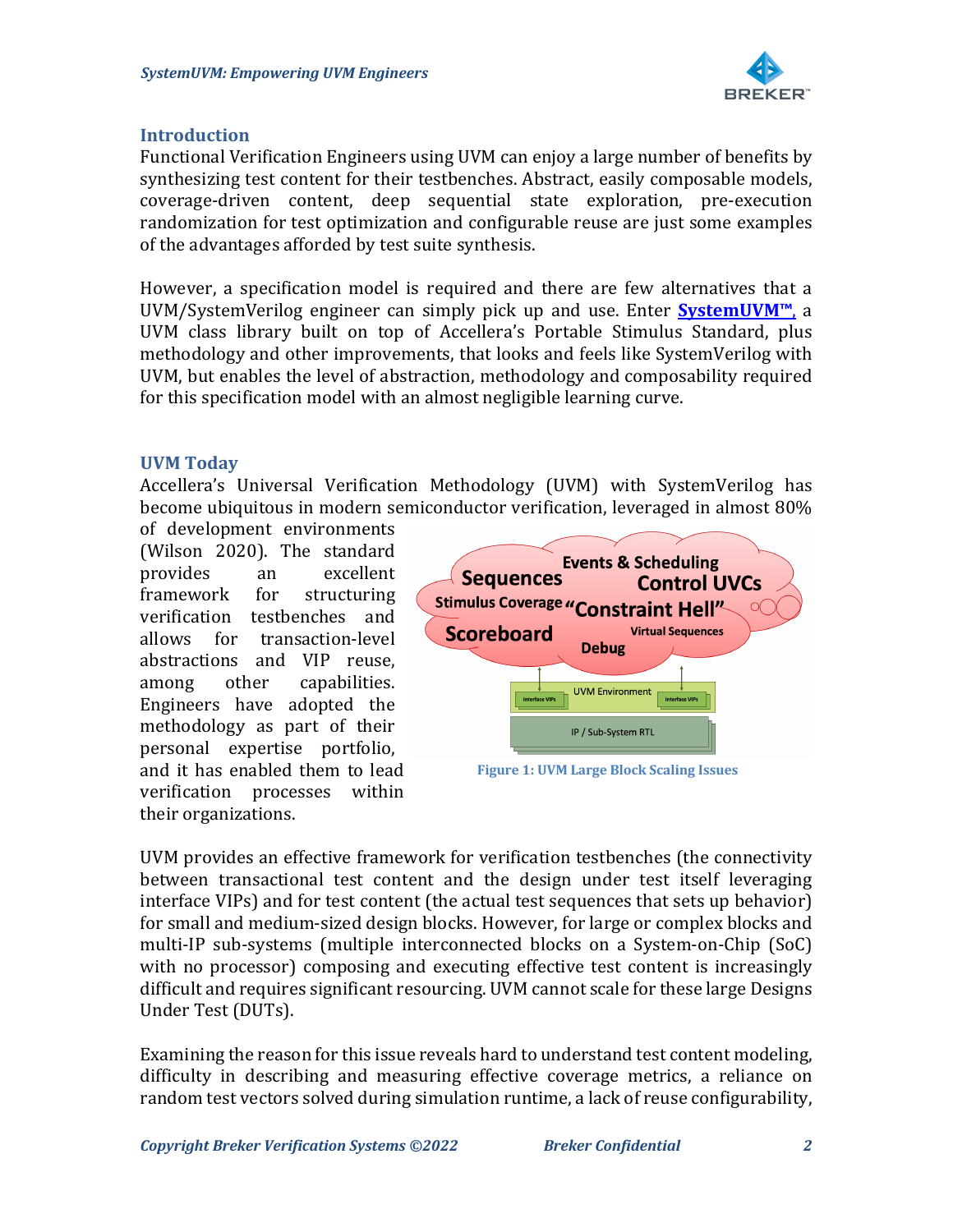## Introduction

Functional Verification Engineers using UVM can enjoy a large number of benefits by synthesizing test content for their testbenches. Abstract, easily composable models, coverage-driven content, deep sequential state exploration, pre-execution randomization for test optimization and configurable reuse are just some examples of the advantages afforded by test suite synthesis.

However, a specification model is required and there are few alternatives that a UVM/SystemVerilog engineer can simply pick up and use. Enter **SystemUVM™**, a UVM class library built on top of Accellera's Portable Stimulus Standard, plus methodology and other improvements, that looks and feels like SystemVerilog with UVM, but enables the level of abstraction, methodology and composability required for this specification model with an almost negligible learning curve.

## UVM Today

Accellera's Universal Verification Methodology (UVM) with SystemVerilog has become ubiquitous in modern semiconductor verification, leveraged in almost 80% of development environments (Wilson 2020). The standard provides an excellent framework for structuring verification testbenches and allows for transaction-level abstractions and VIP reuse, among other capabilities. Engineers have adopted the methodology as part of their personal expertise portfolio, and it has enabled them to lead verification processes within their organizations.

Figure 1: UVM Large Block Scaling Issues

UVM provides an effective framework for verification testbenches (the connectivity between transactional test content and the design under test itself leveraging interface VIPs) and for test content (the actual test sequences that sets up behavior) for small and medium-sized design blocks. However, for large or complex blocks and multi-IP sub-systems (multiple interconnected blocks on a System-on-Chip (SoC) with no processor) composing and executing effective test content is increasingly difficult and requires significant resourcing. UVM cannot scale for these large Designs Under Test (DUTs).

Examining the reason for this issue reveals hard to understand test content modeling, difficulty in describing and measuring effective coverage metrics, a reliance on random test vectors solved during simulation runtime, a lack of reuse configurability,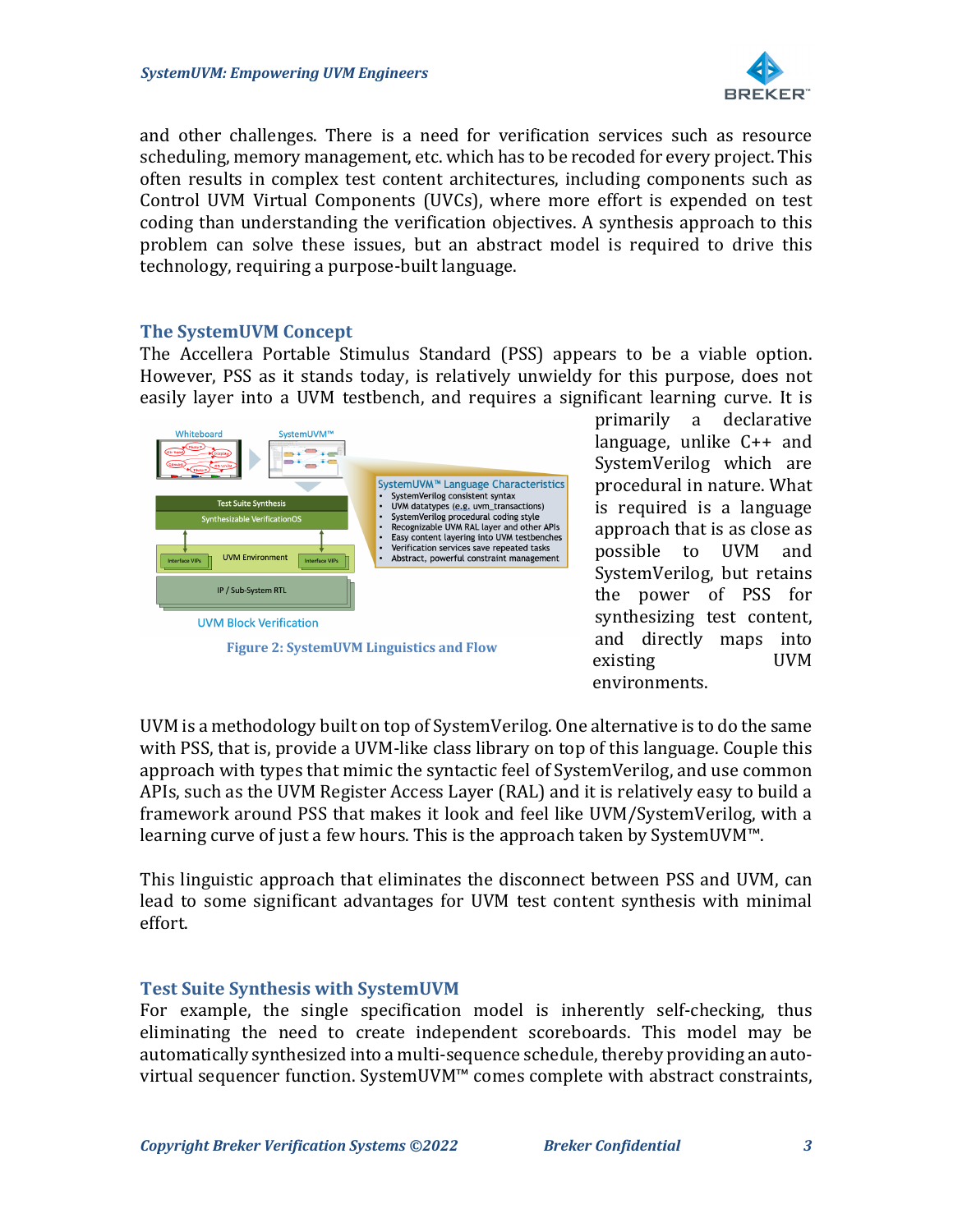and other challenges. There is a need for verification services such as resource scheduling, memory management, etc. which has to be recoded for every project. This often results in complex test content architectures, including components such as Control UVM Virtual Components (UVCs), where more effort is expended on test coding than understanding the verification objectives. A synthesis approach to this problem can solve these issues, but an abstract model is required to drive this technology, requiring a purpose-built language.

## The SystemUVM Concept

The Accellera Portable Stimulus Standard (PSS) appears to be a viable option. However, PSS as it stands today, is relatively unwieldy for this purpose, does not easily layer into a UVM testbench, and requires a significant learning curve. It is primarily a declarative language, unlike C++ and SystemVerilog which are procedural in nature. What is required is a language approach that is as close as possible to UVM and SystemVerilog, but retains the power of PSS for synthesizing test content, and directly maps into existing UVM environments.

**Figure 2: SystemUVM Linguistics and Flow**

UVM is a methodology built on top of SystemVerilog. One alternative is to do the same with PSS, that is, provide a UVM-like class library on top of this language. Couple this approach with types that mimic the syntactic feel of SystemVerilog, and use common APIs, such as the UVM Register Access Layer (RAL) and it is relatively easy to build a framework around PSS that makes it look and feel like UVM/SystemVerilog, with a learning curve of just a few hours. This is the approach taken by SystemUVM™.

This linguistic approach that eliminates the disconnect between PSS and UVM, can lead to some significant advantages for UVM test content synthesis with minimal effort.

## Test Suite Synthesis with SystemUVM

For example, the single specification model is inherently self-checking, thus eliminating the need to create independent scoreboards. This model may be automatically synthesized into a multi-sequence schedule, thereby providing an auto-virtual sequencer function. SystemUVM™ comes complete with abstract constraints,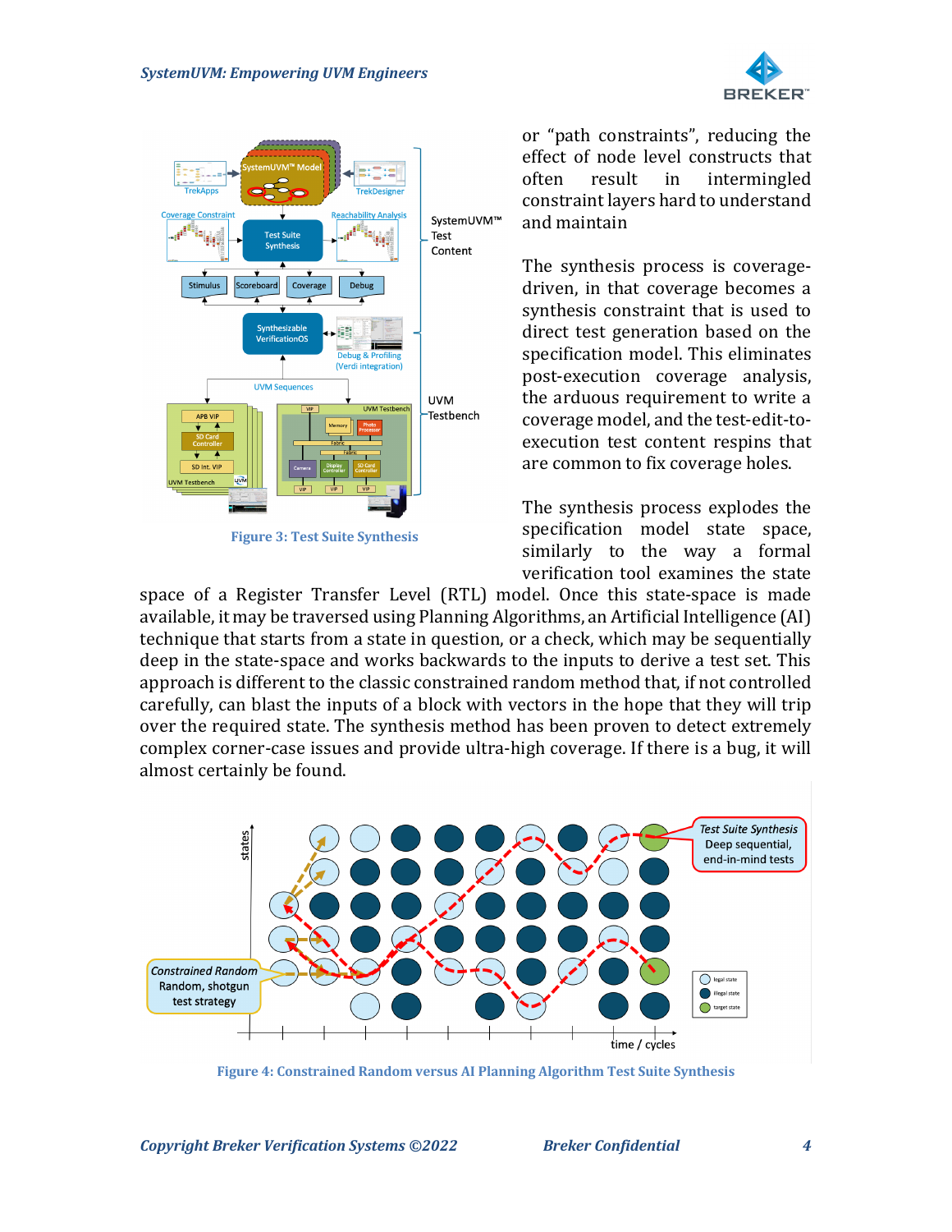Figure 3: Test Suite Synthesis

or "path constraints", reducing the effect of node level constructs that often result in intermingled constraint layers hard to understand and maintain

The synthesis process is coverage-driven, in that coverage becomes a synthesis constraint that is used to direct test generation based on the specification model. This eliminates post-execution coverage analysis, the arduous requirement to write a coverage model, and the test-edit-to-execution test content respins that are common to fix coverage holes.

The synthesis process explodes the specification model state space, similarly to the way a formal verification tool examines the state space of a Register Transfer Level (RTL) model. Once this state-space is made available, it may be traversed using Planning Algorithms, an Artificial Intelligence (AI) technique that starts from a state in question, or a check, which may be sequentially deep in the state-space and works backwards to the inputs to derive a test set. This approach is different to the classic constrained random method that, if not controlled carefully, can blast the inputs of a block with vectors in the hope that they will trip over the required state. The synthesis method has been proven to detect extremely complex corner-case issues and provide ultra-high coverage. If there is a bug, it will almost certainly be found.

Figure 4: Constrained Random versus AI Planning Algorithm Test Suite Synthesis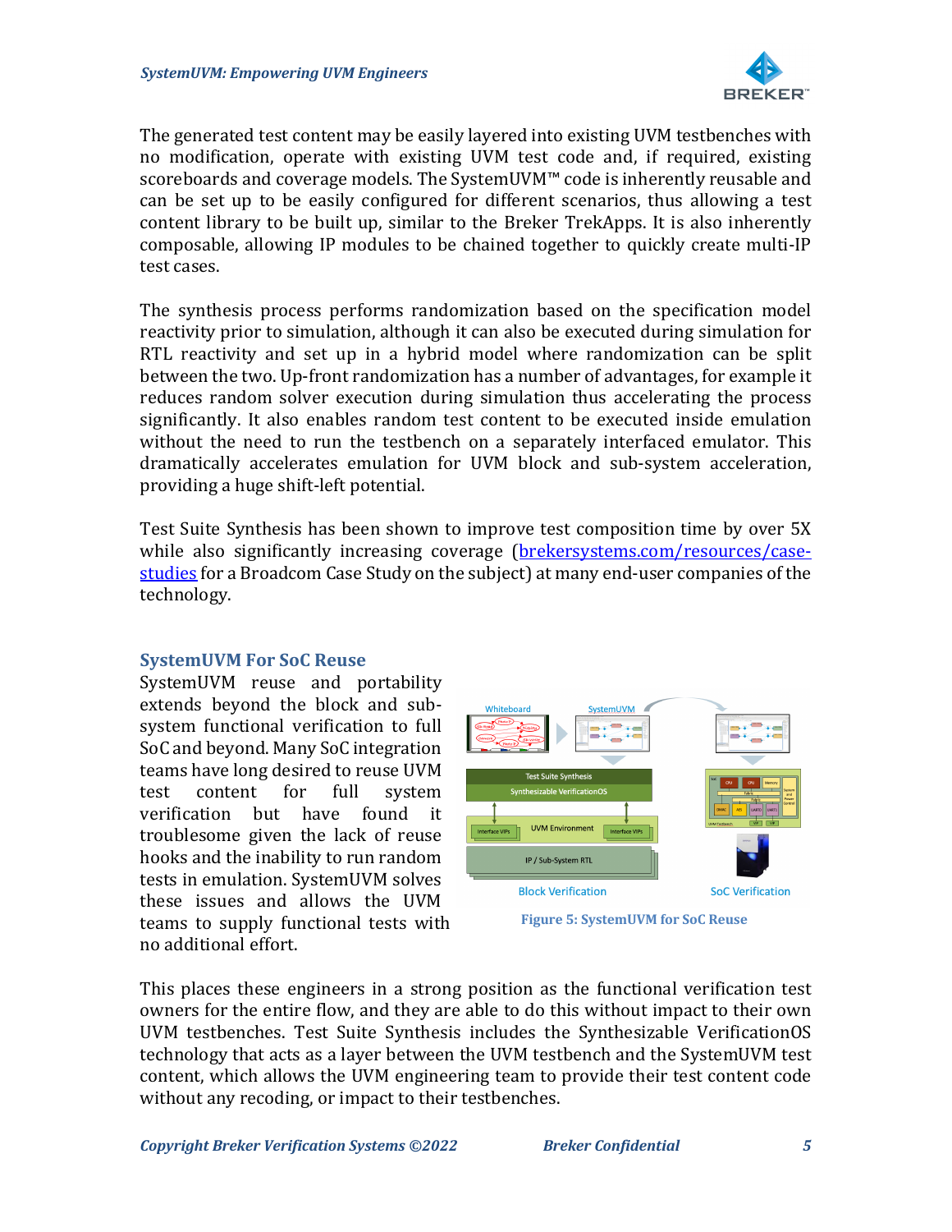The generated test content may be easily layered into existing UVM testbenches with no modification, operate with existing UVM test code and, if required, existing scoreboards and coverage models. The SystemUVM™ code is inherently reusable and can be set up to be easily configured for different scenarios, thus allowing a test content library to be built up, similar to the Breker TrekApps. It is also inherently composable, allowing IP modules to be chained together to quickly create multi-IP test cases.

The synthesis process performs randomization based on the specification model reactivity prior to simulation, although it can also be executed during simulation for RTL reactivity and set up in a hybrid model where randomization can be split between the two. Up-front randomization has a number of advantages, for example it reduces random solver execution during simulation thus accelerating the process significantly. It also enables random test content to be executed inside emulation without the need to run the testbench on a separately interfaced emulator. This dramatically accelerates emulation for UVM block and sub-system acceleration, providing a huge shift-left potential.

Test Suite Synthesis has been shown to improve test composition time by over 5X while also significantly increasing coverage ([brekersystems.com/resources/case-studies](brekersystems.com/resources/case-studies) for a Broadcom Case Study on the subject) at many end-user companies of the technology.

## SystemUVM For SoC Reuse

SystemUVM reuse and portability extends beyond the block and sub-system functional verification to full SoC and beyond. Many SoC integration teams have long desired to reuse UVM test content for full system verification but have found it troublesome given the lack of reuse hooks and the inability to run random tests in emulation. SystemUVM solves these issues and allows the UVM teams to supply functional tests with no additional effort.

Figure 5: SystemUVM for SoC Reuse

This places these engineers in a strong position as the functional verification test owners for the entire flow, and they are able to do this without impact to their own UVM testbenches. Test Suite Synthesis includes the Synthesizable VerificationOS technology that acts as a layer between the UVM testbench and the SystemUVM test content, which allows the UVM engineering team to provide their test content code without any recoding, or impact to their testbenches.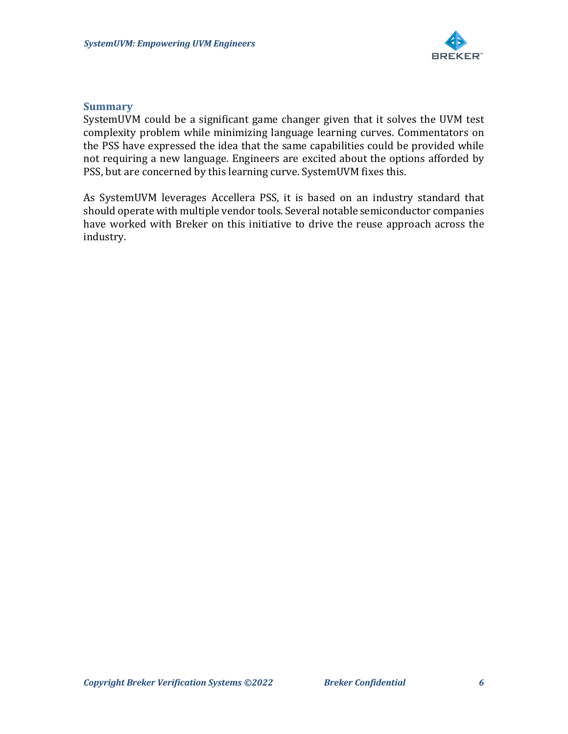## Summary

SystemUVM could be a significant game changer given that it solves the UVM test complexity problem while minimizing language learning curves. Commentators on the PSS have expressed the idea that the same capabilities could be provided while not requiring a new language. Engineers are excited about the options afforded by PSS, but are concerned by this learning curve. SystemUVM fixes this.

As SystemUVM leverages Accellera PSS, it is based on an industry standard that should operate with multiple vendor tools. Several notable semiconductor companies have worked with Breker on this initiative to drive the reuse approach across the industry.